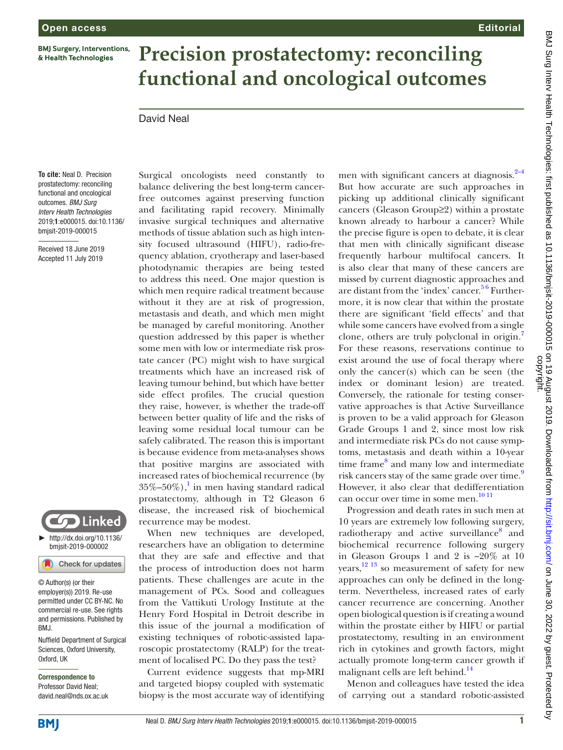Open access

Editorial

# Precision prostatectomy: reconciling functional and oncological outcomes

David Neal

**To cite:** Neal D. Precision prostatectomy: reconciling functional and oncological outcomes. *BMJ Surg Interv Health Technologies* 2019;**1**:e000015. doi:10.1136/bmjsit-2019-000015

Received 18 June 2019
Accepted 11 July 2019

► http://dx.doi.org/10.1136/bmjsit-2019-000002

© Author(s) (or their employer(s)) 2019. Re-use permitted under CC BY-NC. No commercial re-use. See rights and permissions. Published by BMJ.

Nuffield Department of Surgical Sciences, Oxford University, Oxford, UK

**Correspondence to**
Professor David Neal; david.neal@nds.ox.ac.uk

Surgical oncologists need constantly to balance delivering the best long-term cancer-free outcomes against preserving function and facilitating rapid recovery. Minimally invasive surgical techniques and alternative methods of tissue ablation such as high intensity focused ultrasound (HIFU), radio-frequency ablation, cryotherapy and laser-based photodynamic therapies are being tested to address this need. One major question is which men require radical treatment because without it they are at risk of progression, metastasis and death, and which men might be managed by careful monitoring. Another question addressed by this paper is whether some men with low or intermediate risk prostate cancer (PC) might wish to have surgical treatments which have an increased risk of leaving tumour behind, but which have better side effect profiles. The crucial question they raise, however, is whether the trade-off between better quality of life and the risks of leaving some residual local tumour can be safely calibrated. The reason this is important is because evidence from meta-analyses shows that positive margins are associated with increased rates of biochemical recurrence (by 35%–50%),[1] in men having standard radical prostatectomy, although in T2 Gleason 6 disease, the increased risk of biochemical recurrence may be modest.

When new techniques are developed, researchers have an obligation to determine that they are safe and effective and that the process of introduction does not harm patients. These challenges are acute in the management of PCs. Sood and colleagues from the Vattikuti Urology Institute at the Henry Ford Hospital in Detroit describe in this issue of the journal a modification of existing techniques of robotic-assisted laparoscopic prostatectomy (RALP) for the treatment of localised PC. Do they pass the test?

Current evidence suggests that mp-MRI and targeted biopsy coupled with systematic biopsy is the most accurate way of identifying men with significant cancers at diagnosis.[2–4] But how accurate are such approaches in picking up additional clinically significant cancers (Gleason Group≥2) within a prostate known already to harbour a cancer? While the precise figure is open to debate, it is clear that men with clinically significant disease frequently harbour multifocal cancers. It is also clear that many of these cancers are missed by current diagnostic approaches and are distant from the 'index' cancer.[5,6] Furthermore, it is now clear that within the prostate there are significant 'field effects' and that while some cancers have evolved from a single clone, others are truly polyclonal in origin.[7] For these reasons, reservations continue to exist around the use of focal therapy where only the cancer(s) which can be seen (the index or dominant lesion) are treated. Conversely, the rationale for testing conservative approaches is that Active Surveillance is proven to be a valid approach for Gleason Grade Groups 1 and 2, since most low risk and intermediate risk PCs do not cause symptoms, metastasis and death within a 10-year time frame[8] and many low and intermediate risk cancers stay of the same grade over time.[9] However, it also clear that dedifferentiation can occur over time in some men.[10,11]

Progression and death rates in such men at 10 years are extremely low following surgery, radiotherapy and active surveillance[8] and biochemical recurrence following surgery in Gleason Groups 1 and 2 is ~20% at 10 years,[12,13] so measurement of safety for new approaches can only be defined in the long-term. Nevertheless, increased rates of early cancer recurrence are concerning. Another open biological question is if creating a wound within the prostate either by HIFU or partial prostatectomy, resulting in an environment rich in cytokines and growth factors, might actually promote long-term cancer growth if malignant cells are left behind.[14]

Menon and colleagues have tested the idea of carrying out a standard robotic-assisted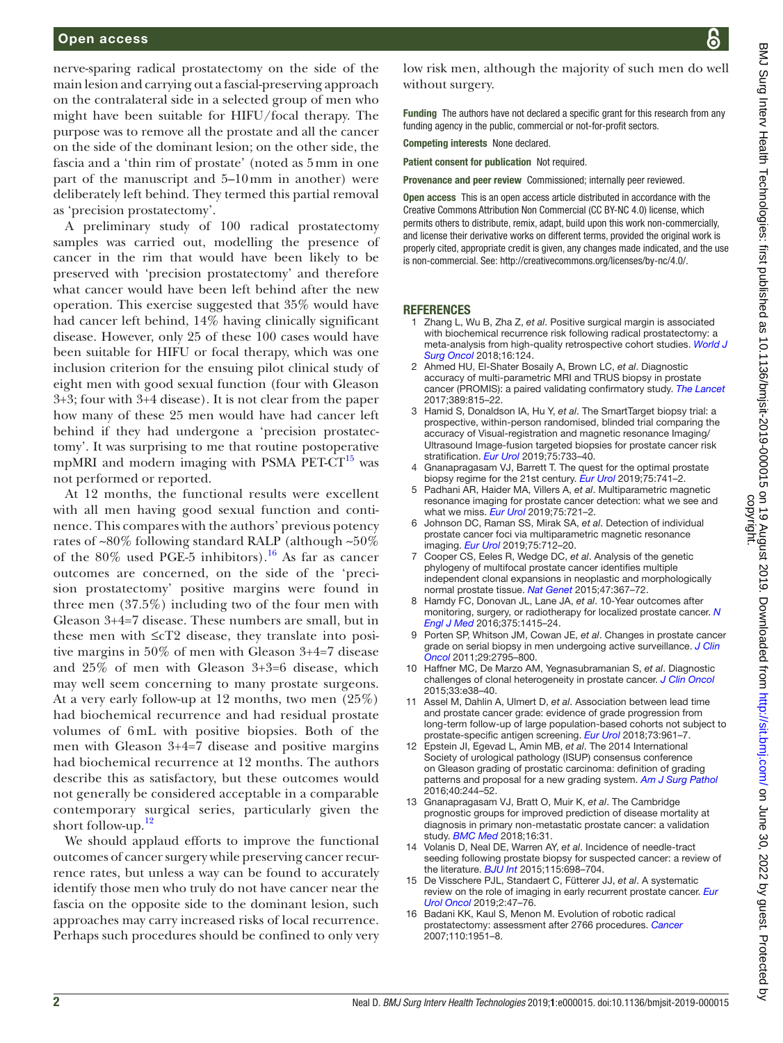nerve-sparing radical prostatectomy on the side of the main lesion and carrying out a fascial-preserving approach on the contralateral side in a selected group of men who might have been suitable for HIFU/focal therapy. The purpose was to remove all the prostate and all the cancer on the side of the dominant lesion; on the other side, the fascia and a 'thin rim of prostate' (noted as 5 mm in one part of the manuscript and 5–10 mm in another) were deliberately left behind. They termed this partial removal as 'precision prostatectomy'.

A preliminary study of 100 radical prostatectomy samples was carried out, modelling the presence of cancer in the rim that would have been likely to be preserved with 'precision prostatectomy' and therefore what cancer would have been left behind after the new operation. This exercise suggested that 35% would have had cancer left behind, 14% having clinically significant disease. However, only 25 of these 100 cases would have been suitable for HIFU or focal therapy, which was one inclusion criterion for the ensuing pilot clinical study of eight men with good sexual function (four with Gleason 3+3; four with 3+4 disease). It is not clear from the paper how many of these 25 men would have had cancer left behind if they had undergone a 'precision prostatectomy'. It was surprising to me that routine postoperative mpMRI and modern imaging with PSMA PET-CT[15] was not performed or reported.

At 12 months, the functional results were excellent with all men having good sexual function and continence. This compares with the authors' previous potency rates of ~80% following standard RALP (although ~50% of the 80% used PGE-5 inhibitors).[16] As far as cancer outcomes are concerned, on the side of the 'precision prostatectomy' positive margins were found in three men (37.5%) including two of the four men with Gleason 3+4=7 disease. These numbers are small, but in these men with ≤cT2 disease, they translate into positive margins in 50% of men with Gleason 3+4=7 disease and 25% of men with Gleason 3+3=6 disease, which may well seem concerning to many prostate surgeons. At a very early follow-up at 12 months, two men (25%) had biochemical recurrence and had residual prostate volumes of 6 mL with positive biopsies. Both of the men with Gleason 3+4=7 disease and positive margins had biochemical recurrence at 12 months. The authors describe this as satisfactory, but these outcomes would not generally be considered acceptable in a comparable contemporary surgical series, particularly given the short follow-up.[12]

We should applaud efforts to improve the functional outcomes of cancer surgery while preserving cancer recurrence rates, but unless a way can be found to accurately identify those men who truly do not have cancer near the fascia on the opposite side to the dominant lesion, such approaches may carry increased risks of local recurrence. Perhaps such procedures should be confined to only very low risk men, although the majority of such men do well without surgery.

**Funding** The authors have not declared a specific grant for this research from any funding agency in the public, commercial or not-for-profit sectors.

**Competing interests** None declared.

**Patient consent for publication** Not required.

**Provenance and peer review** Commissioned; internally peer reviewed.

**Open access** This is an open access article distributed in accordance with the Creative Commons Attribution Non Commercial (CC BY-NC 4.0) license, which permits others to distribute, remix, adapt, build upon this work non-commercially, and license their derivative works on different terms, provided the original work is properly cited, appropriate credit is given, any changes made indicated, and the use is non-commercial. See: http://creativecommons.org/licenses/by-nc/4.0/.

## REFERENCES

1. Zhang L, Wu B, Zha Z, *et al*. Positive surgical margin is associated with biochemical recurrence risk following radical prostatectomy: a meta-analysis from high-quality retrospective cohort studies. *World J Surg Oncol* 2018;16:124.
2. Ahmed HU, El-Shater Bosaily A, Brown LC, *et al*. Diagnostic accuracy of multi-parametric MRI and TRUS biopsy in prostate cancer (PROMIS): a paired validating confirmatory study. *The Lancet* 2017;389:815–22.
3. Hamid S, Donaldson IA, Hu Y, *et al*. The SmartTarget biopsy trial: a prospective, within-person randomised, blinded trial comparing the accuracy of Visual-registration and magnetic resonance Imaging/Ultrasound Image-fusion targeted biopsies for prostate cancer risk stratification. *Eur Urol* 2019;75:733–40.
4. Gnanapragasam VJ, Barrett T. The quest for the optimal prostate biopsy regime for the 21st century. *Eur Urol* 2019;75:741–2.
5. Padhani AR, Haider MA, Villers A, *et al*. Multiparametric magnetic resonance imaging for prostate cancer detection: what we see and what we miss. *Eur Urol* 2019;75:721–2.
6. Johnson DC, Raman SS, Mirak SA, *et al*. Detection of individual prostate cancer foci via multiparametric magnetic resonance imaging. *Eur Urol* 2019;75:712–20.
7. Cooper CS, Eeles R, Wedge DC, *et al*. Analysis of the genetic phylogeny of multifocal prostate cancer identifies multiple independent clonal expansions in neoplastic and morphologically normal prostate tissue. *Nat Genet* 2015;47:367–72.
8. Hamdy FC, Donovan JL, Lane JA, *et al*. 10-Year outcomes after monitoring, surgery, or radiotherapy for localized prostate cancer. *N Engl J Med* 2016;375:1415–24.
9. Porten SP, Whitson JM, Cowan JE, *et al*. Changes in prostate cancer grade on serial biopsy in men undergoing active surveillance. *J Clin Oncol* 2011;29:2795–800.
10. Haffner MC, De Marzo AM, Yegnasubramanian S, *et al*. Diagnostic challenges of clonal heterogeneity in prostate cancer. *J Clin Oncol* 2015;33:e38–40.
11. Assel M, Dahlin A, Ulmert D, *et al*. Association between lead time and prostate cancer grade: evidence of grade progression from long-term follow-up of large population-based cohorts not subject to prostate-specific antigen screening. *Eur Urol* 2018;73:961–7.
12. Epstein JI, Egevad L, Amin MB, *et al*. The 2014 International Society of urological pathology (ISUP) consensus conference on Gleason grading of prostatic carcinoma: definition of grading patterns and proposal for a new grading system. *Am J Surg Pathol* 2016;40:244–52.
13. Gnanapragasam VJ, Bratt O, Muir K, *et al*. The Cambridge prognostic groups for improved prediction of disease mortality at diagnosis in primary non-metastatic prostate cancer: a validation study. *BMC Med* 2018;16:31.
14. Volanis D, Neal DE, Warren AY, *et al*. Incidence of needle-tract seeding following prostate biopsy for suspected cancer: a review of the literature. *BJU Int* 2015;115:698–704.
15. De Visschere PJL, Standaert C, Fütterer JJ, *et al*. A systematic review on the role of imaging in early recurrent prostate cancer. *Eur Urol Oncol* 2019;2:47–76.
16. Badani KK, Kaul S, Menon M. Evolution of robotic radical prostatectomy: assessment after 2766 procedures. *Cancer* 2007;110:1951–8.